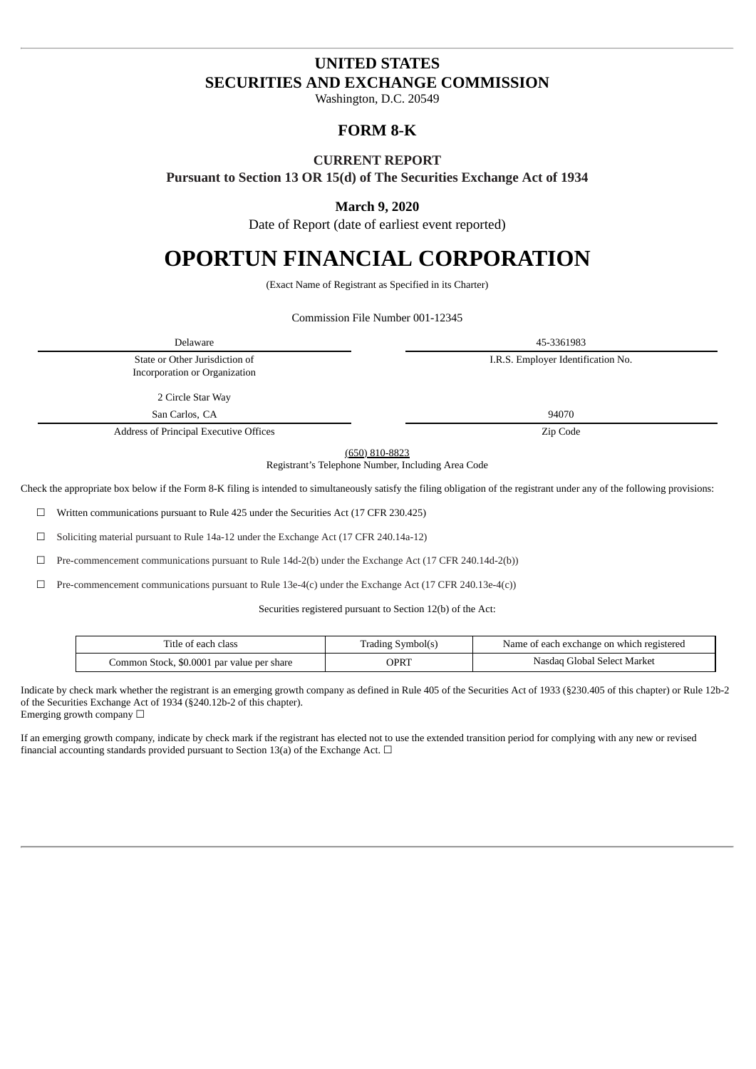# UNITED STATES
# SECURITIES AND EXCHANGE COMMISSION

Washington, D.C. 20549

## FORM 8-K

### CURRENT REPORT

**Pursuant to Section 13 OR 15(d) of The Securities Exchange Act of 1934**

**March 9, 2020**

Date of Report (date of earliest event reported)

# OPORTUN FINANCIAL CORPORATION

(Exact Name of Registrant as Specified in its Charter)

Commission File Number 001-12345

| Delaware | 45-3361983 |
|---|---|
| State or Other Jurisdiction of Incorporation or Organization | I.R.S. Employer Identification No. |

| 2 Circle Star Way San Carlos, CA | 94070 |
|---|---|
| Address of Principal Executive Offices | Zip Code |

(650) 810-8823

Registrant's Telephone Number, Including Area Code

Check the appropriate box below if the Form 8-K filing is intended to simultaneously satisfy the filing obligation of the registrant under any of the following provisions:

☐ Written communications pursuant to Rule 425 under the Securities Act (17 CFR 230.425)

☐ Soliciting material pursuant to Rule 14a-12 under the Exchange Act (17 CFR 240.14a-12)

☐ Pre-commencement communications pursuant to Rule 14d-2(b) under the Exchange Act (17 CFR 240.14d-2(b))

☐ Pre-commencement communications pursuant to Rule 13e-4(c) under the Exchange Act (17 CFR 240.13e-4(c))

Securities registered pursuant to Section 12(b) of the Act:

| Title of each class | Trading Symbol(s) | Name of each exchange on which registered |
|---|---|---|
| Common Stock, $0.0001 par value per share | OPRT | Nasdaq Global Select Market |

Indicate by check mark whether the registrant is an emerging growth company as defined in Rule 405 of the Securities Act of 1933 (§230.405 of this chapter) or Rule 12b-2 of the Securities Exchange Act of 1934 (§240.12b-2 of this chapter).
Emerging growth company ☐

If an emerging growth company, indicate by check mark if the registrant has elected not to use the extended transition period for complying with any new or revised financial accounting standards provided pursuant to Section 13(a) of the Exchange Act. ☐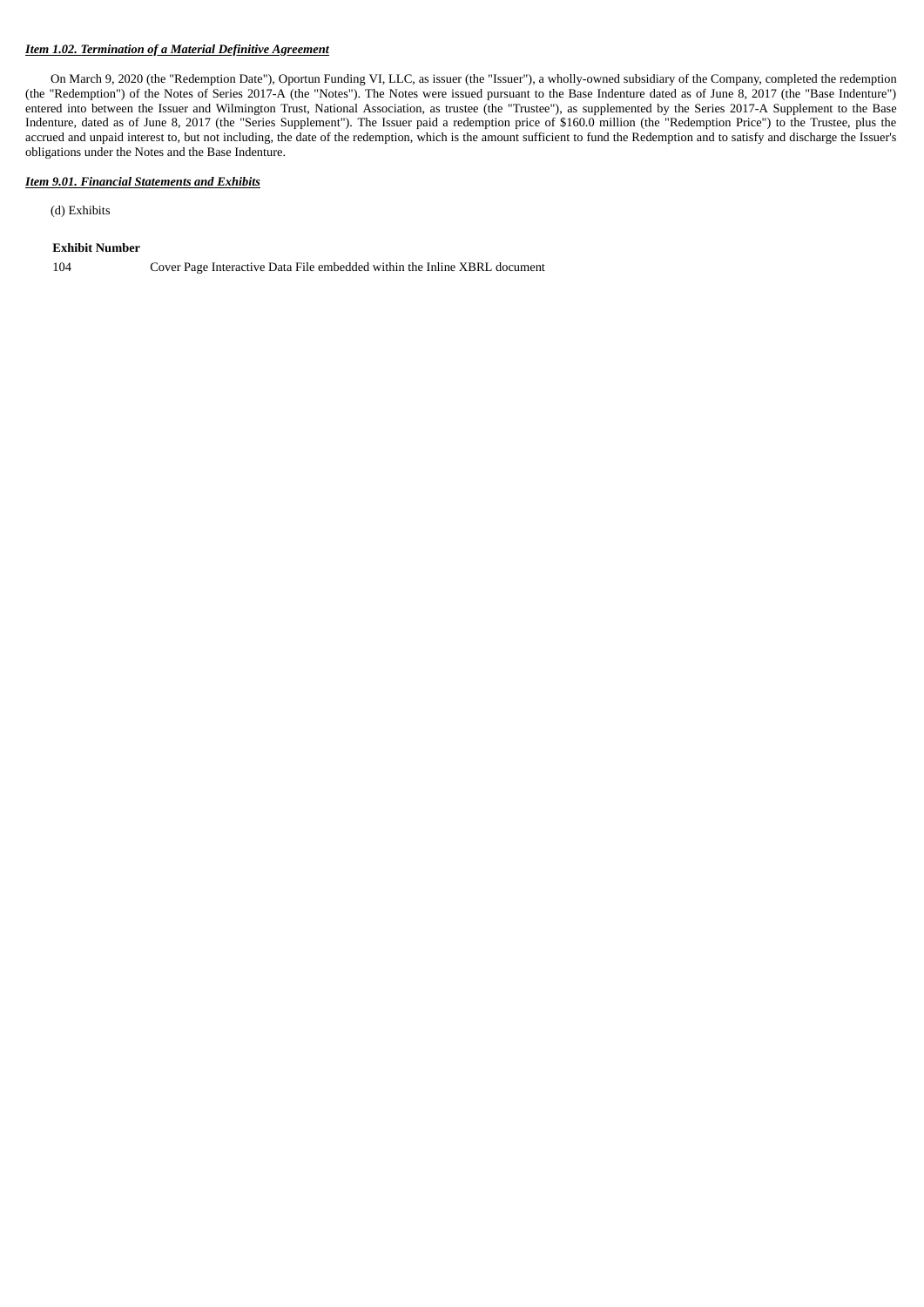***Item 1.02. Termination of a Material Definitive Agreement***

On March 9, 2020 (the "Redemption Date"), Oportun Funding VI, LLC, as issuer (the "Issuer"), a wholly-owned subsidiary of the Company, completed the redemption (the "Redemption") of the Notes of Series 2017-A (the "Notes"). The Notes were issued pursuant to the Base Indenture dated as of June 8, 2017 (the "Base Indenture") entered into between the Issuer and Wilmington Trust, National Association, as trustee (the "Trustee"), as supplemented by the Series 2017-A Supplement to the Base Indenture, dated as of June 8, 2017 (the "Series Supplement"). The Issuer paid a redemption price of $160.0 million (the "Redemption Price") to the Trustee, plus the accrued and unpaid interest to, but not including, the date of the redemption, which is the amount sufficient to fund the Redemption and to satisfy and discharge the Issuer's obligations under the Notes and the Base Indenture.

***Item 9.01. Financial Statements and Exhibits***

(d) Exhibits

| **Exhibit Number** | |
|---|---|
| 104 | Cover Page Interactive Data File embedded within the Inline XBRL document |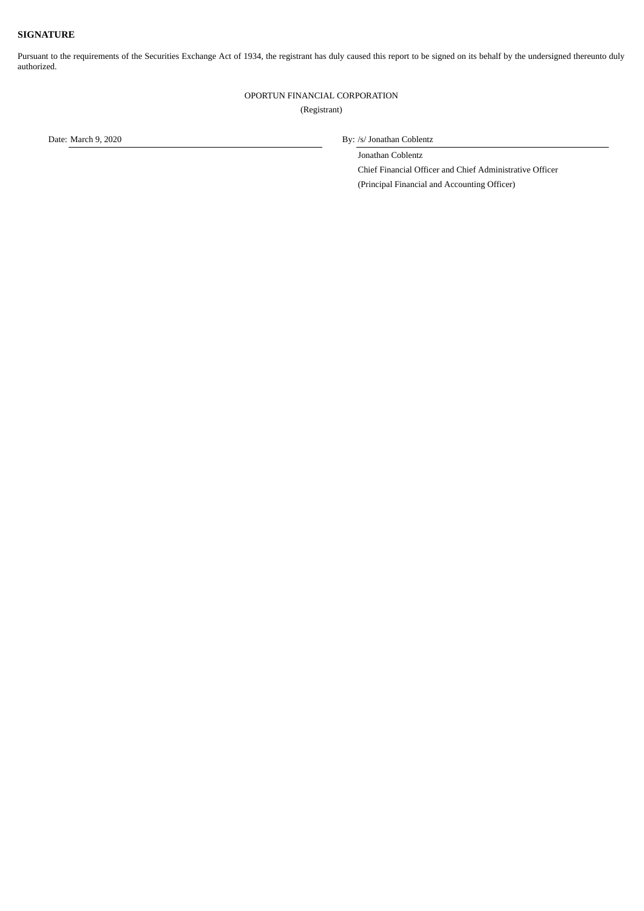**SIGNATURE**

Pursuant to the requirements of the Securities Exchange Act of 1934, the registrant has duly caused this report to be signed on its behalf by the undersigned thereunto duly authorized.

OPORTUN FINANCIAL CORPORATION
(Registrant)

Date: March 9, 2020

By: /s/ Jonathan Coblentz

Jonathan Coblentz
Chief Financial Officer and Chief Administrative Officer
(Principal Financial and Accounting Officer)